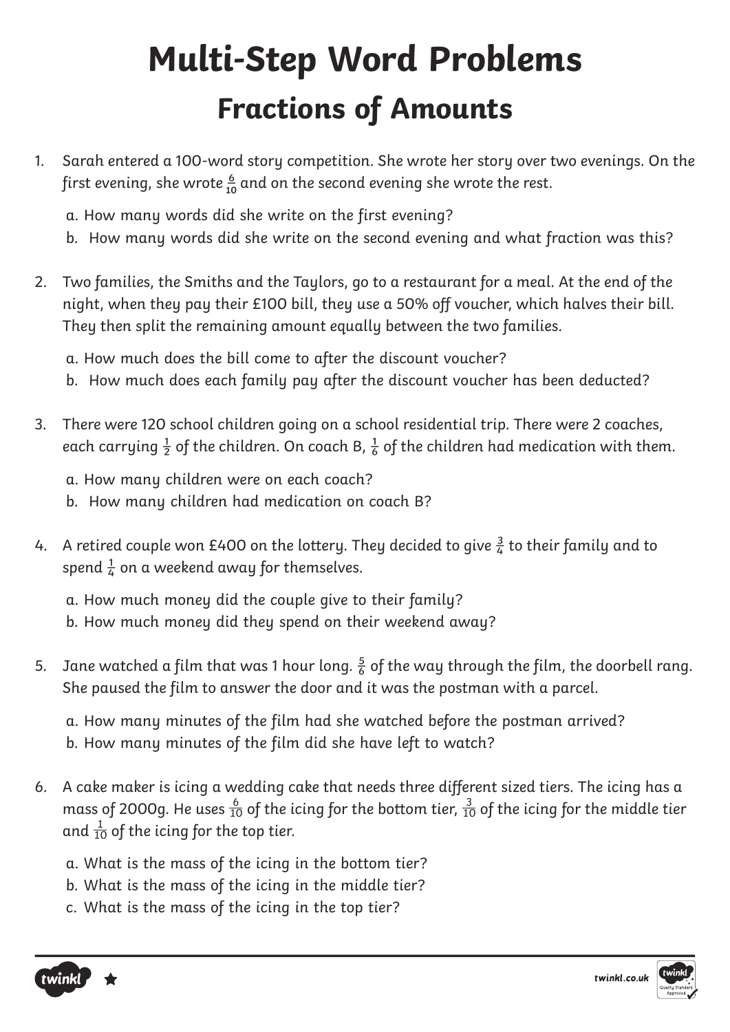# Multi-Step Word Problems

## Fractions of Amounts

1. Sarah entered a 100-word story competition. She wrote her story over two evenings. On the first evening, she wrote $\frac{6}{10}$ and on the second evening she wrote the rest.

   a. How many words did she write on the first evening?

   b. How many words did she write on the second evening and what fraction was this?

2. Two families, the Smiths and the Taylors, go to a restaurant for a meal. At the end of the night, when they pay their £100 bill, they use a 50% off voucher, which halves their bill. They then split the remaining amount equally between the two families.

   a. How much does the bill come to after the discount voucher?

   b. How much does each family pay after the discount voucher has been deducted?

3. There were 120 school children going on a school residential trip. There were 2 coaches, each carrying $\frac{1}{2}$ of the children. On coach B, $\frac{1}{6}$ of the children had medication with them.

   a. How many children were on each coach?

   b. How many children had medication on coach B?

4. A retired couple won £400 on the lottery. They decided to give $\frac{3}{4}$ to their family and to spend $\frac{1}{4}$ on a weekend away for themselves.

   a. How much money did the couple give to their family?

   b. How much money did they spend on their weekend away?

5. Jane watched a film that was 1 hour long. $\frac{5}{6}$ of the way through the film, the doorbell rang. She paused the film to answer the door and it was the postman with a parcel.

   a. How many minutes of the film had she watched before the postman arrived?

   b. How many minutes of the film did she have left to watch?

6. A cake maker is icing a wedding cake that needs three different sized tiers. The icing has a mass of 2000g. He uses $\frac{6}{10}$ of the icing for the bottom tier, $\frac{3}{10}$ of the icing for the middle tier and $\frac{1}{10}$ of the icing for the top tier.

   a. What is the mass of the icing in the bottom tier?

   b. What is the mass of the icing in the middle tier?

   c. What is the mass of the icing in the top tier?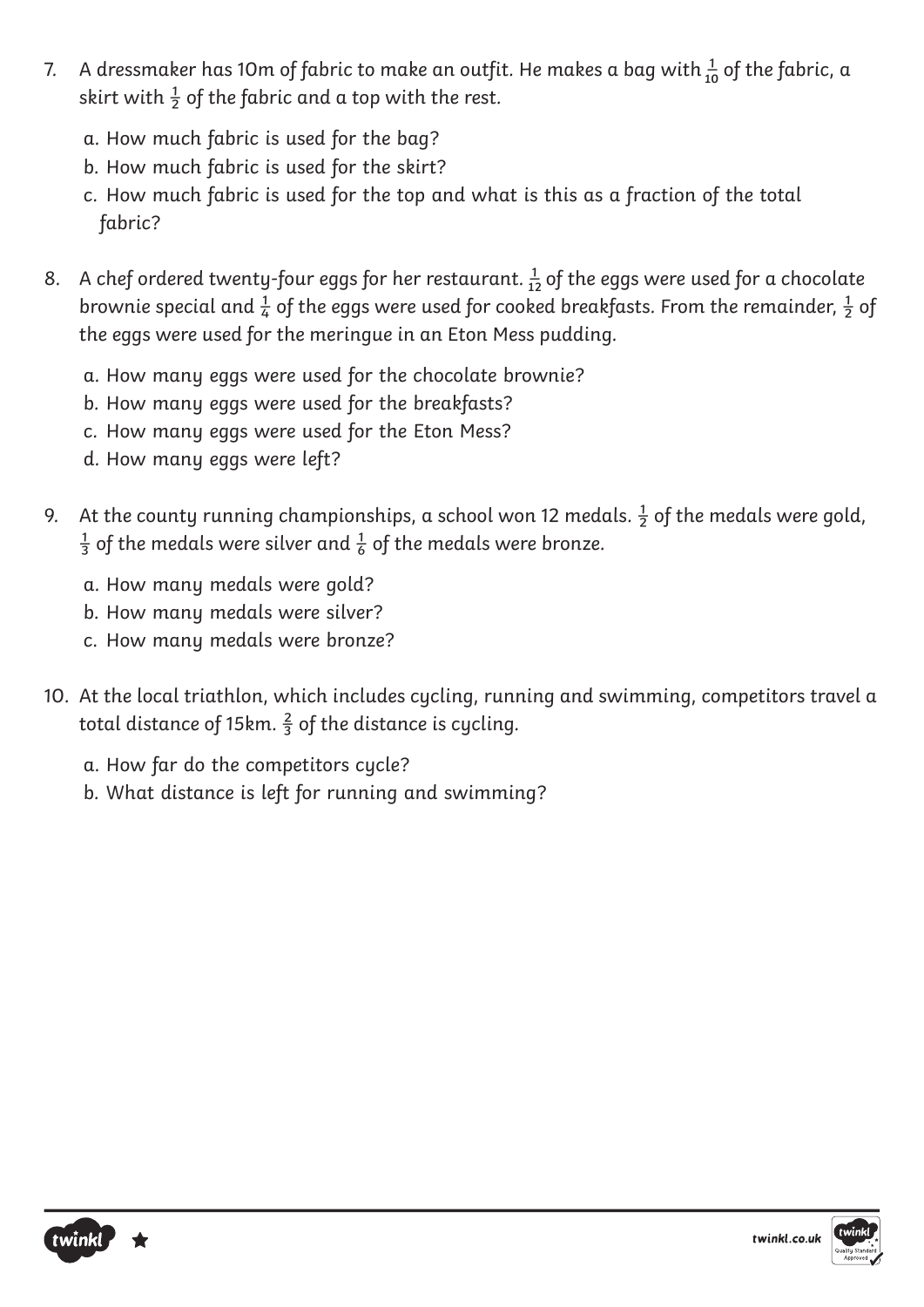7. A dressmaker has 10m of fabric to make an outfit. He makes a bag with $\frac{1}{10}$ of the fabric, a skirt with $\frac{1}{2}$ of the fabric and a top with the rest.

   a. How much fabric is used for the bag?
   b. How much fabric is used for the skirt?
   c. How much fabric is used for the top and what is this as a fraction of the total fabric?

8. A chef ordered twenty-four eggs for her restaurant. $\frac{1}{12}$ of the eggs were used for a chocolate brownie special and $\frac{1}{4}$ of the eggs were used for cooked breakfasts. From the remainder, $\frac{1}{2}$ of the eggs were used for the meringue in an Eton Mess pudding.

   a. How many eggs were used for the chocolate brownie?
   b. How many eggs were used for the breakfasts?
   c. How many eggs were used for the Eton Mess?
   d. How many eggs were left?

9. At the county running championships, a school won 12 medals. $\frac{1}{2}$ of the medals were gold, $\frac{1}{3}$ of the medals were silver and $\frac{1}{6}$ of the medals were bronze.

   a. How many medals were gold?
   b. How many medals were silver?
   c. How many medals were bronze?

10. At the local triathlon, which includes cycling, running and swimming, competitors travel a total distance of 15km. $\frac{2}{3}$ of the distance is cycling.

    a. How far do the competitors cycle?
    b. What distance is left for running and swimming?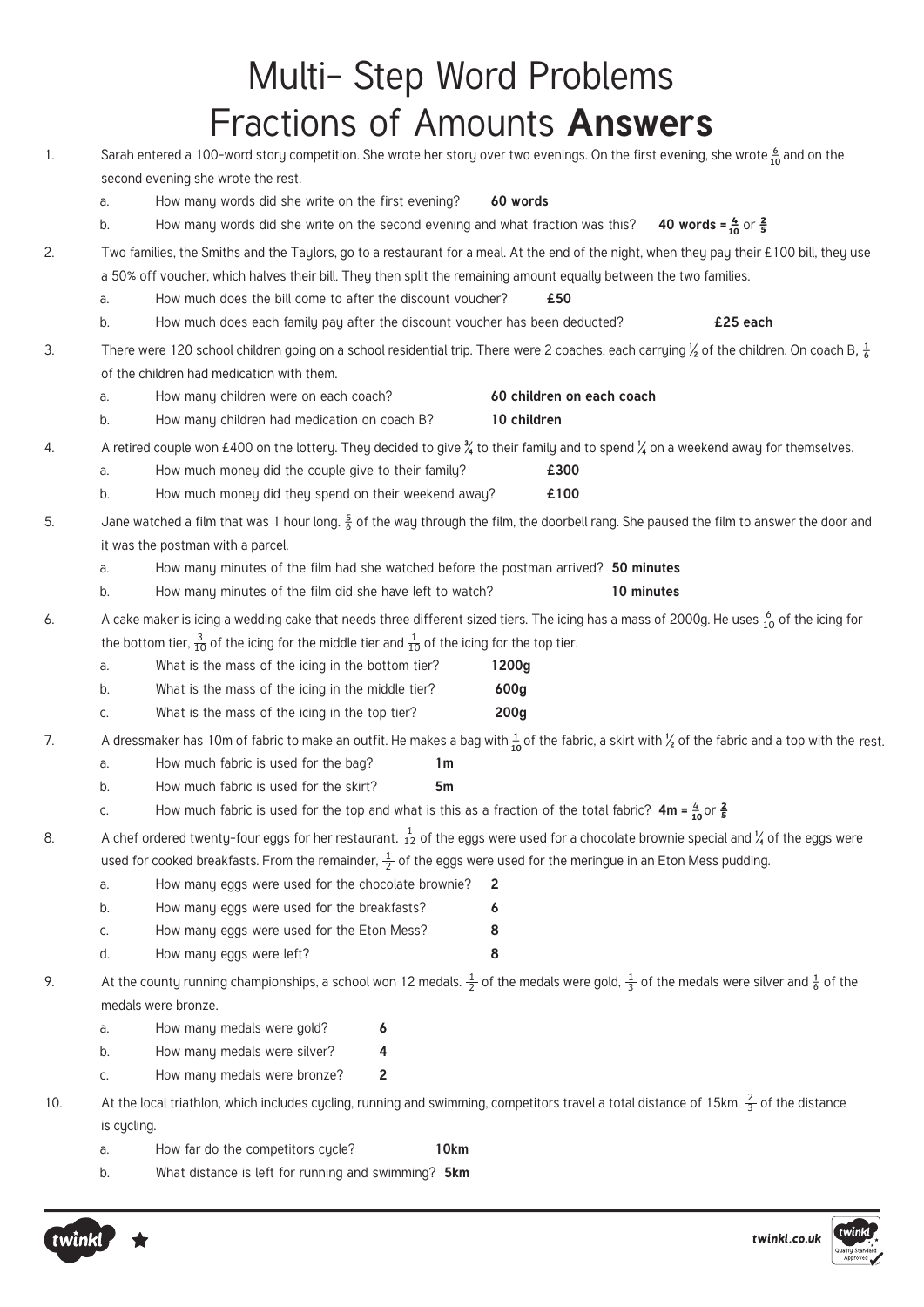# Multi- Step Word Problems Fractions of Amounts **Answers**

1. Sarah entered a 100-word story competition. She wrote her story over two evenings. On the first evening, she wrote $\frac{6}{10}$ and on the second evening she wrote the rest.
   a. How many words did she write on the first evening? **60 words**
   b. How many words did she write on the second evening and what fraction was this? **40 words = $\frac{4}{10}$ or $\frac{2}{5}$**

2. Two families, the Smiths and the Taylors, go to a restaurant for a meal. At the end of the night, when they pay their £100 bill, they use a 50% off voucher, which halves their bill. They then split the remaining amount equally between the two families.
   a. How much does the bill come to after the discount voucher? **£50**
   b. How much does each family pay after the discount voucher has been deducted? **£25 each**

3. There were 120 school children going on a school residential trip. There were 2 coaches, each carrying $\frac{1}{2}$ of the children. On coach B, $\frac{1}{6}$ of the children had medication with them.
   a. How many children were on each coach? **60 children on each coach**
   b. How many children had medication on coach B? **10 children**

4. A retired couple won £400 on the lottery. They decided to give $\frac{3}{4}$ to their family and to spend $\frac{1}{4}$ on a weekend away for themselves.
   a. How much money did the couple give to their family? **£300**
   b. How much money did they spend on their weekend away? **£100**

5. Jane watched a film that was 1 hour long. $\frac{5}{6}$ of the way through the film, the doorbell rang. She paused the film to answer the door and it was the postman with a parcel.
   a. How many minutes of the film had she watched before the postman arrived? **50 minutes**
   b. How many minutes of the film did she have left to watch? **10 minutes**

6. A cake maker is icing a wedding cake that needs three different sized tiers. The icing has a mass of 2000g. He uses $\frac{6}{10}$ of the icing for the bottom tier, $\frac{3}{10}$ of the icing for the middle tier and $\frac{1}{10}$ of the icing for the top tier.
   a. What is the mass of the icing in the bottom tier? **1200g**
   b. What is the mass of the icing in the middle tier? **600g**
   c. What is the mass of the icing in the top tier? **200g**

7. A dressmaker has 10m of fabric to make an outfit. He makes a bag with $\frac{1}{10}$ of the fabric, a skirt with $\frac{1}{2}$ of the fabric and a top with the rest.
   a. How much fabric is used for the bag? **1m**
   b. How much fabric is used for the skirt? **5m**
   c. How much fabric is used for the top and what is this as a fraction of the total fabric? **4m = $\frac{4}{10}$ or $\frac{2}{5}$**

8. A chef ordered twenty-four eggs for her restaurant. $\frac{1}{12}$ of the eggs were used for a chocolate brownie special and $\frac{1}{4}$ of the eggs were used for cooked breakfasts. From the remainder, $\frac{1}{2}$ of the eggs were used for the meringue in an Eton Mess pudding.
   a. How many eggs were used for the chocolate brownie? **2**
   b. How many eggs were used for the breakfasts? **6**
   c. How many eggs were used for the Eton Mess? **8**
   d. How many eggs were left? **8**

9. At the county running championships, a school won 12 medals. $\frac{1}{2}$ of the medals were gold, $\frac{1}{3}$ of the medals were silver and $\frac{1}{6}$ of the medals were bronze.
   a. How many medals were gold? **6**
   b. How many medals were silver? **4**
   c. How many medals were bronze? **2**

10. At the local triathlon, which includes cycling, running and swimming, competitors travel a total distance of 15km. $\frac{2}{3}$ of the distance is cycling.
    a. How far do the competitors cycle? **10km**
    b. What distance is left for running and swimming? **5km**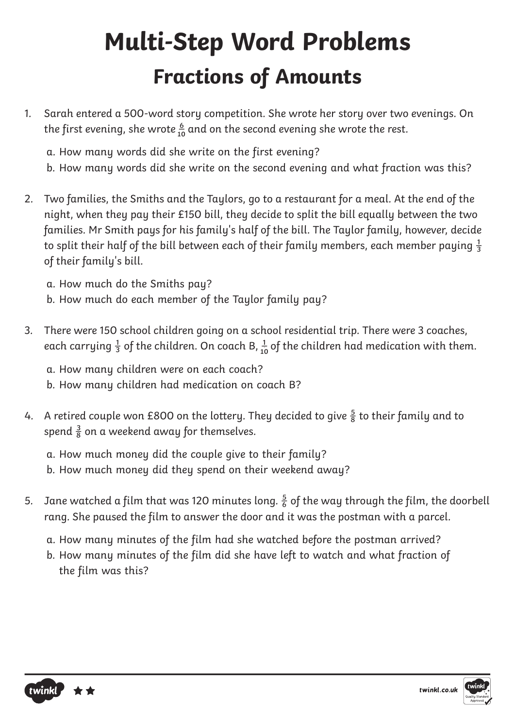# Multi-Step Word Problems

## Fractions of Amounts

1. Sarah entered a 500-word story competition. She wrote her story over two evenings. On the first evening, she wrote $\frac{6}{10}$ and on the second evening she wrote the rest.

   a. How many words did she write on the first evening?
   b. How many words did she write on the second evening and what fraction was this?

2. Two families, the Smiths and the Taylors, go to a restaurant for a meal. At the end of the night, when they pay their £150 bill, they decide to split the bill equally between the two families. Mr Smith pays for his family's half of the bill. The Taylor family, however, decide to split their half of the bill between each of their family members, each member paying $\frac{1}{3}$ of their family's bill.

   a. How much do the Smiths pay?
   b. How much do each member of the Taylor family pay?

3. There were 150 school children going on a school residential trip. There were 3 coaches, each carrying $\frac{1}{3}$ of the children. On coach B, $\frac{1}{10}$ of the children had medication with them.

   a. How many children were on each coach?
   b. How many children had medication on coach B?

4. A retired couple won £800 on the lottery. They decided to give $\frac{5}{8}$ to their family and to spend $\frac{3}{8}$ on a weekend away for themselves.

   a. How much money did the couple give to their family?
   b. How much money did they spend on their weekend away?

5. Jane watched a film that was 120 minutes long. $\frac{5}{6}$ of the way through the film, the doorbell rang. She paused the film to answer the door and it was the postman with a parcel.

   a. How many minutes of the film had she watched before the postman arrived?
   b. How many minutes of the film did she have left to watch and what fraction of the film was this?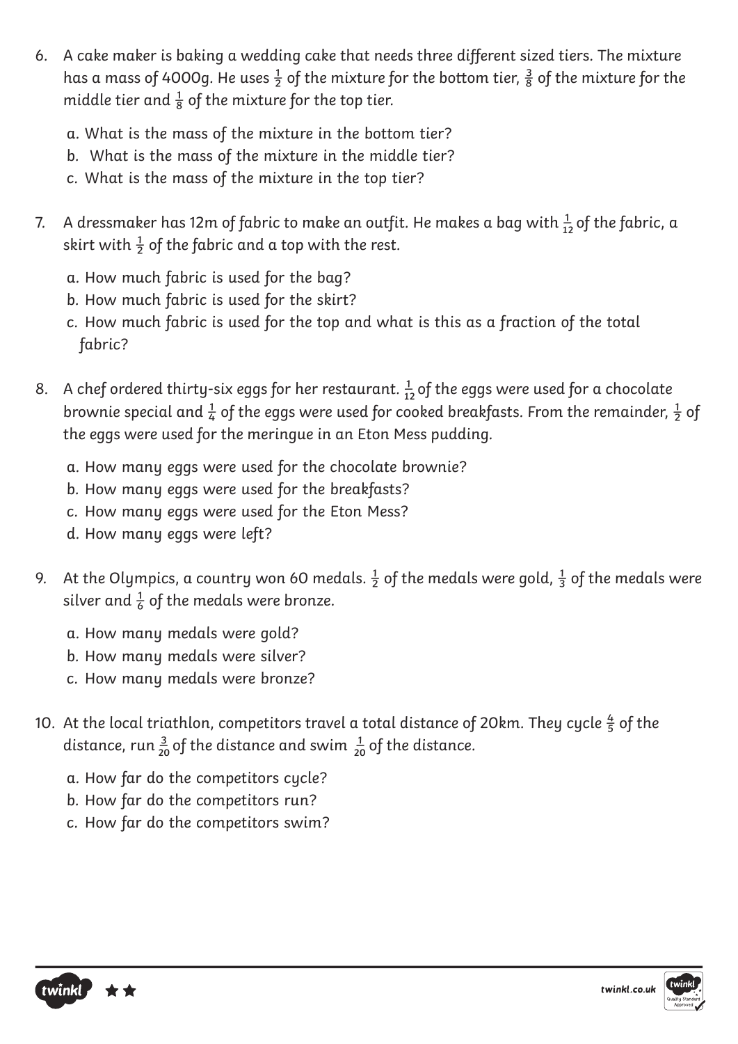6. A cake maker is baking a wedding cake that needs three different sized tiers. The mixture has a mass of 4000g. He uses $\frac{1}{2}$ of the mixture for the bottom tier, $\frac{3}{8}$ of the mixture for the middle tier and $\frac{1}{8}$ of the mixture for the top tier.

    a. What is the mass of the mixture in the bottom tier?
    b. What is the mass of the mixture in the middle tier?
    c. What is the mass of the mixture in the top tier?

7. A dressmaker has 12m of fabric to make an outfit. He makes a bag with $\frac{1}{12}$ of the fabric, a skirt with $\frac{1}{2}$ of the fabric and a top with the rest.

    a. How much fabric is used for the bag?
    b. How much fabric is used for the skirt?
    c. How much fabric is used for the top and what is this as a fraction of the total fabric?

8. A chef ordered thirty-six eggs for her restaurant. $\frac{1}{12}$ of the eggs were used for a chocolate brownie special and $\frac{1}{4}$ of the eggs were used for cooked breakfasts. From the remainder, $\frac{1}{2}$ of the eggs were used for the meringue in an Eton Mess pudding.

    a. How many eggs were used for the chocolate brownie?
    b. How many eggs were used for the breakfasts?
    c. How many eggs were used for the Eton Mess?
    d. How many eggs were left?

9. At the Olympics, a country won 60 medals. $\frac{1}{2}$ of the medals were gold, $\frac{1}{3}$ of the medals were silver and $\frac{1}{6}$ of the medals were bronze.

    a. How many medals were gold?
    b. How many medals were silver?
    c. How many medals were bronze?

10. At the local triathlon, competitors travel a total distance of 20km. They cycle $\frac{4}{5}$ of the distance, run $\frac{3}{20}$ of the distance and swim $\frac{1}{20}$ of the distance.

    a. How far do the competitors cycle?
    b. How far do the competitors run?
    c. How far do the competitors swim?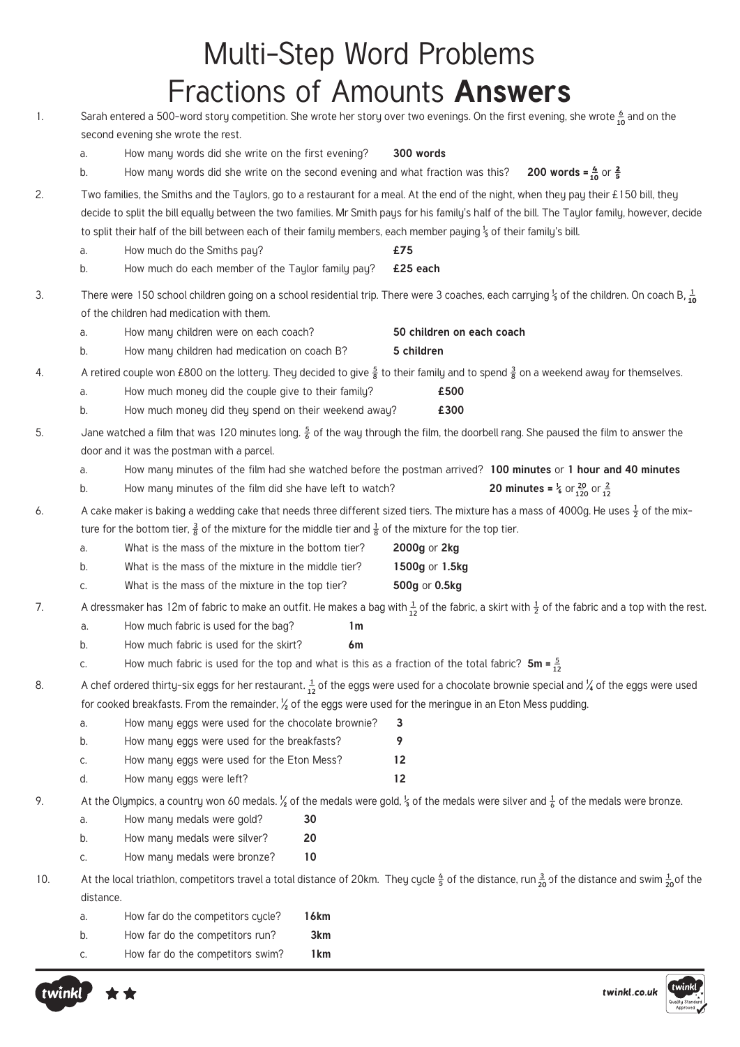# Multi-Step Word Problems
# Fractions of Amounts **Answers**

1. Sarah entered a 500-word story competition. She wrote her story over two evenings. On the first evening, she wrote $\frac{6}{10}$ and on the second evening she wrote the rest.
   - a. How many words did she write on the first evening? **300 words**
   - b. How many words did she write on the second evening and what fraction was this? **200 words = $\frac{4}{10}$ or $\frac{2}{5}$**

2. Two families, the Smiths and the Taylors, go to a restaurant for a meal. At the end of the night, when they pay their £150 bill, they decide to split the bill equally between the two families. Mr Smith pays for his family's half of the bill. The Taylor family, however, decide to split their half of the bill between each of their family members, each member paying $\frac{1}{3}$ of their family's bill.
   - a. How much do the Smiths pay? **£75**
   - b. How much do each member of the Taylor family pay? **£25 each**

3. There were 150 school children going on a school residential trip. There were 3 coaches, each carrying $\frac{1}{3}$ of the children. On coach B, $\frac{1}{10}$ of the children had medication with them.
   - a. How many children were on each coach? **50 children on each coach**
   - b. How many children had medication on coach B? **5 children**

4. A retired couple won £800 on the lottery. They decided to give $\frac{5}{8}$ to their family and to spend $\frac{3}{8}$ on a weekend away for themselves.
   - a. How much money did the couple give to their family? **£500**
   - b. How much money did they spend on their weekend away? **£300**

5. Jane watched a film that was 120 minutes long. $\frac{5}{6}$ of the way through the film, the doorbell rang. She paused the film to answer the door and it was the postman with a parcel.
   - a. How many minutes of the film had she watched before the postman arrived? **100 minutes** or **1 hour and 40 minutes**
   - b. How many minutes of the film did she have left to watch? **20 minutes = $\frac{1}{6}$ or $\frac{20}{120}$ or $\frac{2}{12}$**

6. A cake maker is baking a wedding cake that needs three different sized tiers. The mixture has a mass of 4000g. He uses $\frac{1}{2}$ of the mixture for the bottom tier, $\frac{3}{8}$ of the mixture for the middle tier and $\frac{1}{8}$ of the mixture for the top tier.
   - a. What is the mass of the mixture in the bottom tier? **2000g** or **2kg**
   - b. What is the mass of the mixture in the middle tier? **1500g** or **1.5kg**
   - c. What is the mass of the mixture in the top tier? **500g** or **0.5kg**

7. A dressmaker has 12m of fabric to make an outfit. He makes a bag with $\frac{1}{12}$ of the fabric, a skirt with $\frac{1}{2}$ of the fabric and a top with the rest.
   - a. How much fabric is used for the bag? **1m**
   - b. How much fabric is used for the skirt? **6m**
   - c. How much fabric is used for the top and what is this as a fraction of the total fabric? **5m = $\frac{5}{12}$**

8. A chef ordered thirty-six eggs for her restaurant. $\frac{1}{12}$ of the eggs were used for a chocolate brownie special and $\frac{1}{4}$ of the eggs were used for cooked breakfasts. From the remainder, $\frac{1}{2}$ of the eggs were used for the meringue in an Eton Mess pudding.
   - a. How many eggs were used for the chocolate brownie? **3**
   - b. How many eggs were used for the breakfasts? **9**
   - c. How many eggs were used for the Eton Mess? **12**
   - d. How many eggs were left? **12**

9. At the Olympics, a country won 60 medals. $\frac{1}{2}$ of the medals were gold, $\frac{1}{3}$ of the medals were silver and $\frac{1}{6}$ of the medals were bronze.
   - a. How many medals were gold? **30**
   - b. How many medals were silver? **20**
   - c. How many medals were bronze? **10**

10. At the local triathlon, competitors travel a total distance of 20km. They cycle $\frac{4}{5}$ of the distance, run $\frac{3}{20}$ of the distance and swim $\frac{1}{20}$ of the distance.
    - a. How far do the competitors cycle? **16km**
    - b. How far do the competitors run? **3km**
    - c. How far do the competitors swim? **1km**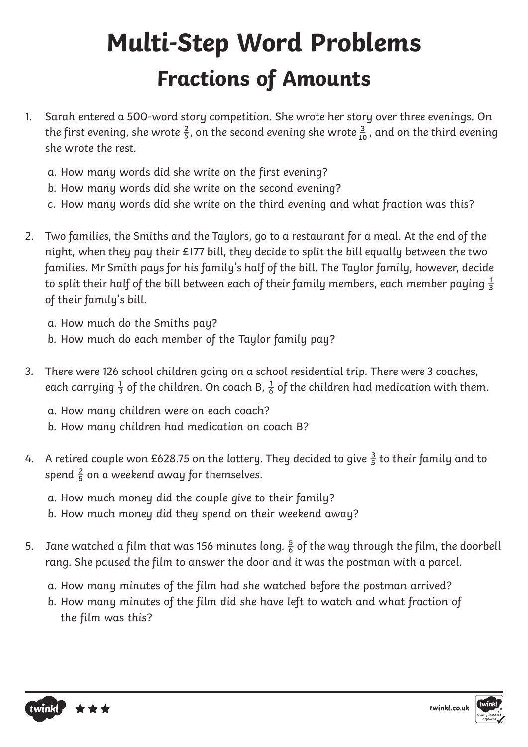# Multi-Step Word Problems

## Fractions of Amounts

1. Sarah entered a 500-word story competition. She wrote her story over three evenings. On the first evening, she wrote $\frac{2}{5}$, on the second evening she wrote $\frac{3}{10}$, and on the third evening she wrote the rest.

   a. How many words did she write on the first evening?
   b. How many words did she write on the second evening?
   c. How many words did she write on the third evening and what fraction was this?

2. Two families, the Smiths and the Taylors, go to a restaurant for a meal. At the end of the night, when they pay their £177 bill, they decide to split the bill equally between the two families. Mr Smith pays for his family's half of the bill. The Taylor family, however, decide to split their half of the bill between each of their family members, each member paying $\frac{1}{3}$ of their family's bill.

   a. How much do the Smiths pay?
   b. How much do each member of the Taylor family pay?

3. There were 126 school children going on a school residential trip. There were 3 coaches, each carrying $\frac{1}{3}$ of the children. On coach B, $\frac{1}{6}$ of the children had medication with them.

   a. How many children were on each coach?
   b. How many children had medication on coach B?

4. A retired couple won £628.75 on the lottery. They decided to give $\frac{3}{5}$ to their family and to spend $\frac{2}{5}$ on a weekend away for themselves.

   a. How much money did the couple give to their family?
   b. How much money did they spend on their weekend away?

5. Jane watched a film that was 156 minutes long. $\frac{5}{6}$ of the way through the film, the doorbell rang. She paused the film to answer the door and it was the postman with a parcel.

   a. How many minutes of the film had she watched before the postman arrived?
   b. How many minutes of the film did she have left to watch and what fraction of the film was this?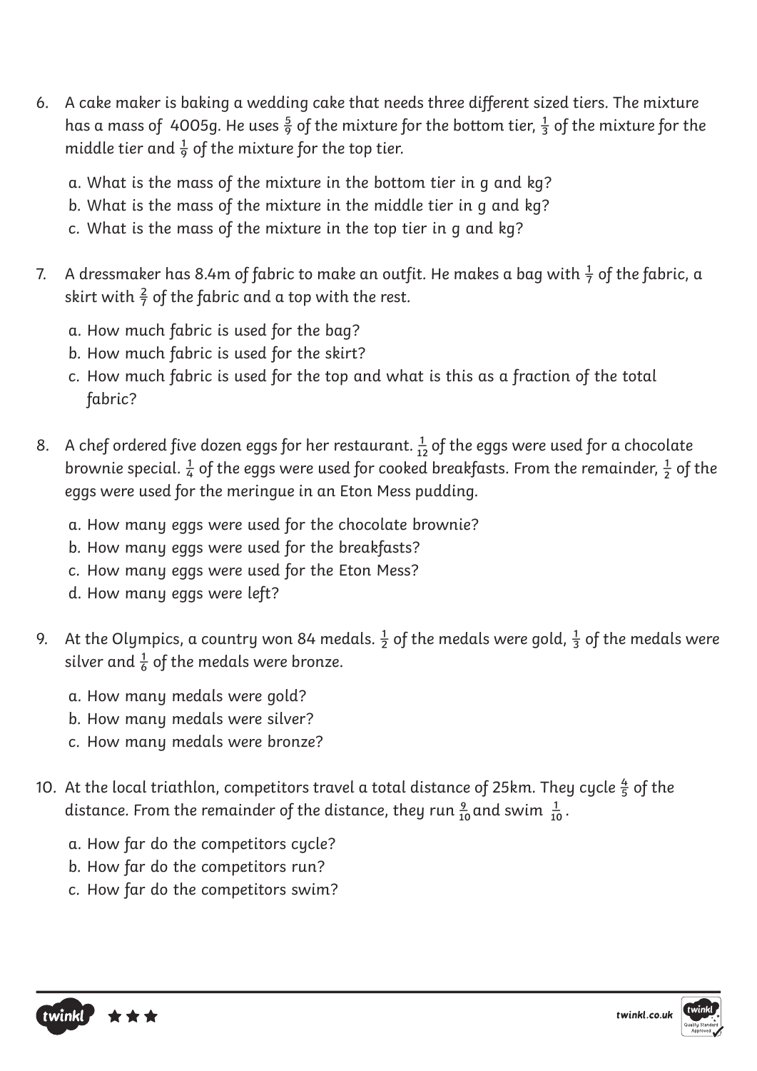6. A cake maker is baking a wedding cake that needs three different sized tiers. The mixture has a mass of 4005g. He uses $\frac{5}{9}$ of the mixture for the bottom tier, $\frac{1}{3}$ of the mixture for the middle tier and $\frac{1}{9}$ of the mixture for the top tier.

   a. What is the mass of the mixture in the bottom tier in g and kg?
   b. What is the mass of the mixture in the middle tier in g and kg?
   c. What is the mass of the mixture in the top tier in g and kg?

7. A dressmaker has 8.4m of fabric to make an outfit. He makes a bag with $\frac{1}{7}$ of the fabric, a skirt with $\frac{2}{7}$ of the fabric and a top with the rest.

   a. How much fabric is used for the bag?
   b. How much fabric is used for the skirt?
   c. How much fabric is used for the top and what is this as a fraction of the total fabric?

8. A chef ordered five dozen eggs for her restaurant. $\frac{1}{12}$ of the eggs were used for a chocolate brownie special. $\frac{1}{4}$ of the eggs were used for cooked breakfasts. From the remainder, $\frac{1}{2}$ of the eggs were used for the meringue in an Eton Mess pudding.

   a. How many eggs were used for the chocolate brownie?
   b. How many eggs were used for the breakfasts?
   c. How many eggs were used for the Eton Mess?
   d. How many eggs were left?

9. At the Olympics, a country won 84 medals. $\frac{1}{2}$ of the medals were gold, $\frac{1}{3}$ of the medals were silver and $\frac{1}{6}$ of the medals were bronze.

   a. How many medals were gold?
   b. How many medals were silver?
   c. How many medals were bronze?

10. At the local triathlon, competitors travel a total distance of 25km. They cycle $\frac{4}{5}$ of the distance. From the remainder of the distance, they run $\frac{9}{10}$ and swim $\frac{1}{10}$.

    a. How far do the competitors cycle?
    b. How far do the competitors run?
    c. How far do the competitors swim?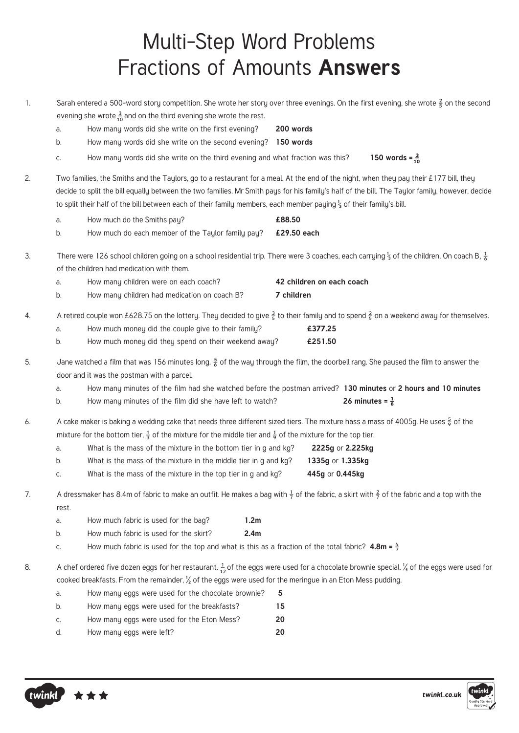# Multi-Step Word Problems Fractions of Amounts **Answers**

1. Sarah entered a 500-word story competition. She wrote her story over three evenings. On the first evening, she wrote $\frac{2}{5}$ on the second evening she wrote $\frac{3}{10}$ and on the third evening she wrote the rest.
   a. How many words did she write on the first evening? **200 words**
   b. How many words did she write on the second evening? **150 words**
   c. How many words did she write on the third evening and what fraction was this? **150 words = $\frac{3}{10}$**

2. Two families, the Smiths and the Taylors, go to a restaurant for a meal. At the end of the night, when they pay their £177 bill, they decide to split the bill equally between the two families. Mr Smith pays for his family's half of the bill. The Taylor family, however, decide to split their half of the bill between each of their family members, each member paying $\frac{1}{3}$ of their family's bill.
   a. How much do the Smiths pay? **£88.50**
   b. How much do each member of the Taylor family pay? **£29.50 each**

3. There were 126 school children going on a school residential trip. There were 3 coaches, each carrying $\frac{1}{3}$ of the children. On coach B, $\frac{1}{6}$ of the children had medication with them.
   a. How many children were on each coach? **42 children on each coach**
   b. How many children had medication on coach B? **7 children**

4. A retired couple won £628.75 on the lottery. They decided to give $\frac{3}{5}$ to their family and to spend $\frac{2}{5}$ on a weekend away for themselves.
   a. How much money did the couple give to their family? **£377.25**
   b. How much money did they spend on their weekend away? **£251.50**

5. Jane watched a film that was 156 minutes long. $\frac{5}{6}$ of the way through the film, the doorbell rang. She paused the film to answer the door and it was the postman with a parcel.
   a. How many minutes of the film had she watched before the postman arrived? **130 minutes** or **2 hours and 10 minutes**
   b. How many minutes of the film did she have left to watch? **26 minutes = $\frac{1}{6}$**

6. A cake maker is baking a wedding cake that needs three different sized tiers. The mixture hass a mass of 4005g. He uses $\frac{5}{9}$ of the mixture for the bottom tier, $\frac{1}{3}$ of the mixture for the middle tier and $\frac{1}{9}$ of the mixture for the top tier.
   a. What is the mass of the mixture in the bottom tier in g and kg? **2225g** or **2.225kg**
   b. What is the mass of the mixture in the middle tier in g and kg? **1335g** or **1.335kg**
   c. What is the mass of the mixture in the top tier in g and kg? **445g** or **0.445kg**

7. A dressmaker has 8.4m of fabric to make an outfit. He makes a bag with $\frac{1}{7}$ of the fabric, a skirt with $\frac{2}{7}$ of the fabric and a top with the rest.
   a. How much fabric is used for the bag? **1.2m**
   b. How much fabric is used for the skirt? **2.4m**
   c. How much fabric is used for the top and what is this as a fraction of the total fabric? **4.8m = $\frac{4}{7}$**

8. A chef ordered five dozen eggs for her restaurant. $\frac{1}{12}$ of the eggs were used for a chocolate brownie special. $\frac{1}{4}$ of the eggs were used for cooked breakfasts. From the remainder, $\frac{1}{2}$ of the eggs were used for the meringue in an Eton Mess pudding.
   a. How many eggs were used for the chocolate brownie? **5**
   b. How many eggs were used for the breakfasts? **15**
   c. How many eggs were used for the Eton Mess? **20**
   d. How many eggs were left? **20**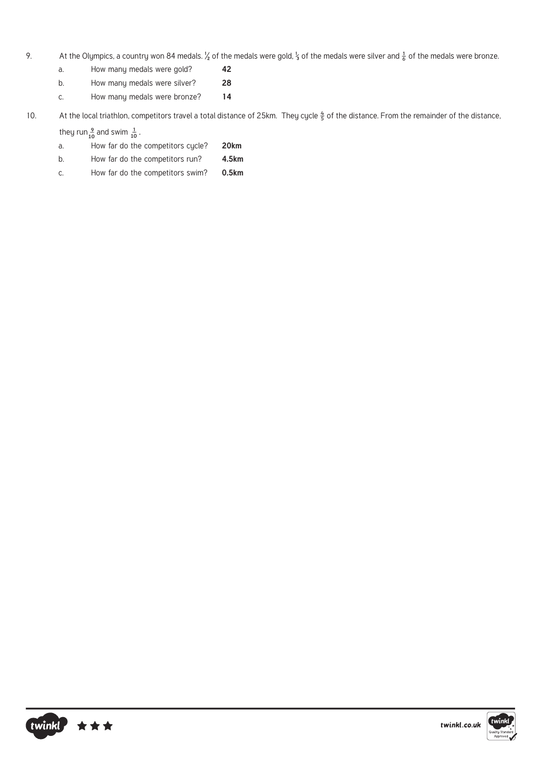9. At the Olympics, a country won 84 medals. $\frac{1}{2}$ of the medals were gold, $\frac{1}{3}$ of the medals were silver and $\frac{1}{6}$ of the medals were bronze.

   a. How many medals were gold? **42**

   b. How many medals were silver? **28**

   c. How many medals were bronze? **14**

10. At the local triathlon, competitors travel a total distance of 25km. They cycle $\frac{4}{5}$ of the distance. From the remainder of the distance, they run $\frac{9}{10}$ and swim $\frac{1}{10}$.

    a. How far do the competitors cycle? **20km**

    b. How far do the competitors run? **4.5km**

    c. How far do the competitors swim? **0.5km**